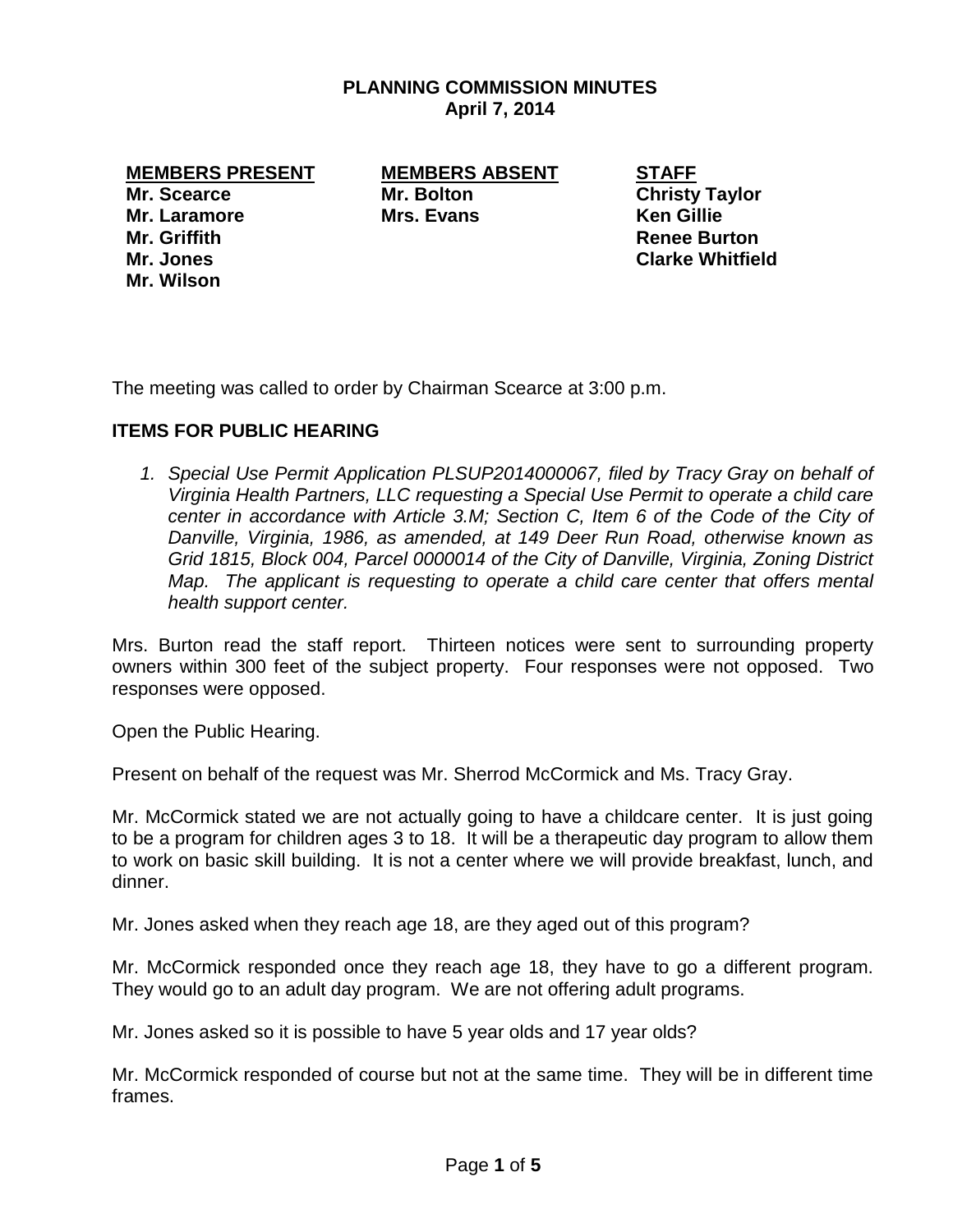# PLANNING COMMISSION MINUTES
**April 7, 2014**

| MEMBERS PRESENT | MEMBERS ABSENT | STAFF |
|---|---|---|
| Mr. Scearce | Mr. Bolton | Christy Taylor |
| Mr. Laramore | Mrs. Evans | Ken Gillie |
| Mr. Griffith | | Renee Burton |
| Mr. Jones | | Clarke Whitfield |
| Mr. Wilson | | |

The meeting was called to order by Chairman Scearce at 3:00 p.m.

## ITEMS FOR PUBLIC HEARING

1. *Special Use Permit Application PLSUP2014000067, filed by Tracy Gray on behalf of Virginia Health Partners, LLC requesting a Special Use Permit to operate a child care center in accordance with Article 3.M; Section C, Item 6 of the Code of the City of Danville, Virginia, 1986, as amended, at 149 Deer Run Road, otherwise known as Grid 1815, Block 004, Parcel 0000014 of the City of Danville, Virginia, Zoning District Map. The applicant is requesting to operate a child care center that offers mental health support center.*

Mrs. Burton read the staff report. Thirteen notices were sent to surrounding property owners within 300 feet of the subject property. Four responses were not opposed. Two responses were opposed.

Open the Public Hearing.

Present on behalf of the request was Mr. Sherrod McCormick and Ms. Tracy Gray.

Mr. McCormick stated we are not actually going to have a childcare center. It is just going to be a program for children ages 3 to 18. It will be a therapeutic day program to allow them to work on basic skill building. It is not a center where we will provide breakfast, lunch, and dinner.

Mr. Jones asked when they reach age 18, are they aged out of this program?

Mr. McCormick responded once they reach age 18, they have to go a different program. They would go to an adult day program. We are not offering adult programs.

Mr. Jones asked so it is possible to have 5 year olds and 17 year olds?

Mr. McCormick responded of course but not at the same time. They will be in different time frames.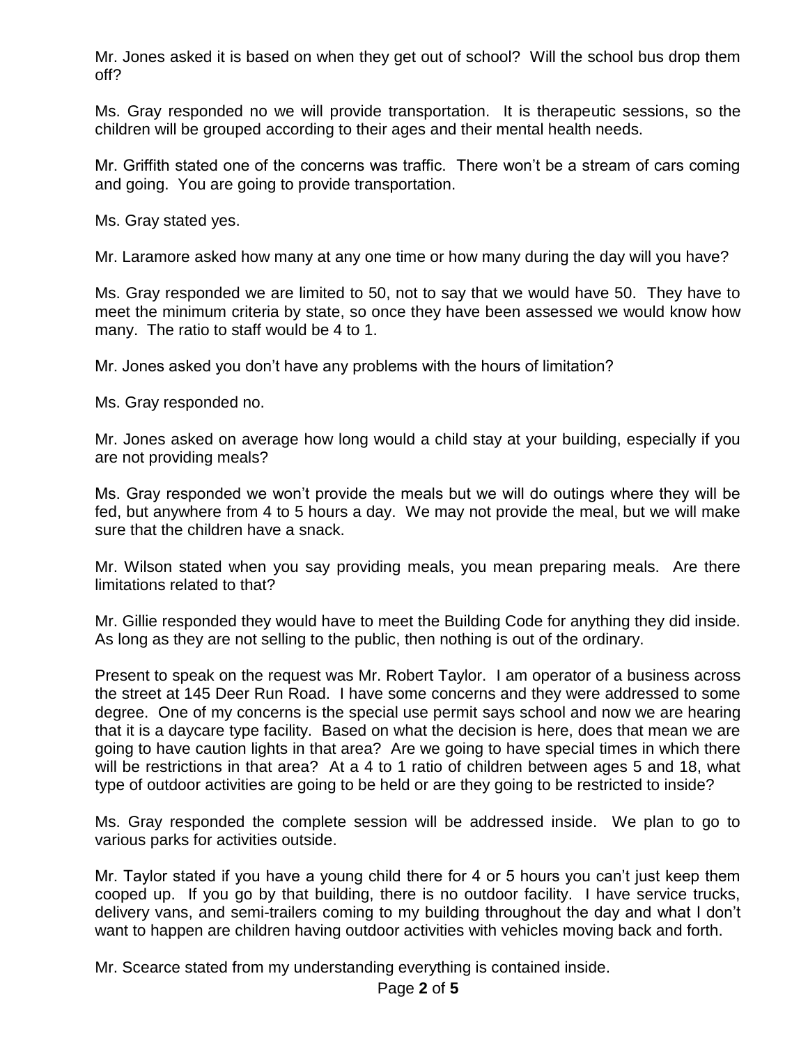Mr. Jones asked it is based on when they get out of school? Will the school bus drop them off?

Ms. Gray responded no we will provide transportation. It is therapeutic sessions, so the children will be grouped according to their ages and their mental health needs.

Mr. Griffith stated one of the concerns was traffic. There won't be a stream of cars coming and going. You are going to provide transportation.

Ms. Gray stated yes.

Mr. Laramore asked how many at any one time or how many during the day will you have?

Ms. Gray responded we are limited to 50, not to say that we would have 50. They have to meet the minimum criteria by state, so once they have been assessed we would know how many. The ratio to staff would be 4 to 1.

Mr. Jones asked you don't have any problems with the hours of limitation?

Ms. Gray responded no.

Mr. Jones asked on average how long would a child stay at your building, especially if you are not providing meals?

Ms. Gray responded we won't provide the meals but we will do outings where they will be fed, but anywhere from 4 to 5 hours a day. We may not provide the meal, but we will make sure that the children have a snack.

Mr. Wilson stated when you say providing meals, you mean preparing meals. Are there limitations related to that?

Mr. Gillie responded they would have to meet the Building Code for anything they did inside. As long as they are not selling to the public, then nothing is out of the ordinary.

Present to speak on the request was Mr. Robert Taylor. I am operator of a business across the street at 145 Deer Run Road. I have some concerns and they were addressed to some degree. One of my concerns is the special use permit says school and now we are hearing that it is a daycare type facility. Based on what the decision is here, does that mean we are going to have caution lights in that area? Are we going to have special times in which there will be restrictions in that area? At a 4 to 1 ratio of children between ages 5 and 18, what type of outdoor activities are going to be held or are they going to be restricted to inside?

Ms. Gray responded the complete session will be addressed inside. We plan to go to various parks for activities outside.

Mr. Taylor stated if you have a young child there for 4 or 5 hours you can't just keep them cooped up. If you go by that building, there is no outdoor facility. I have service trucks, delivery vans, and semi-trailers coming to my building throughout the day and what I don't want to happen are children having outdoor activities with vehicles moving back and forth.

Mr. Scearce stated from my understanding everything is contained inside.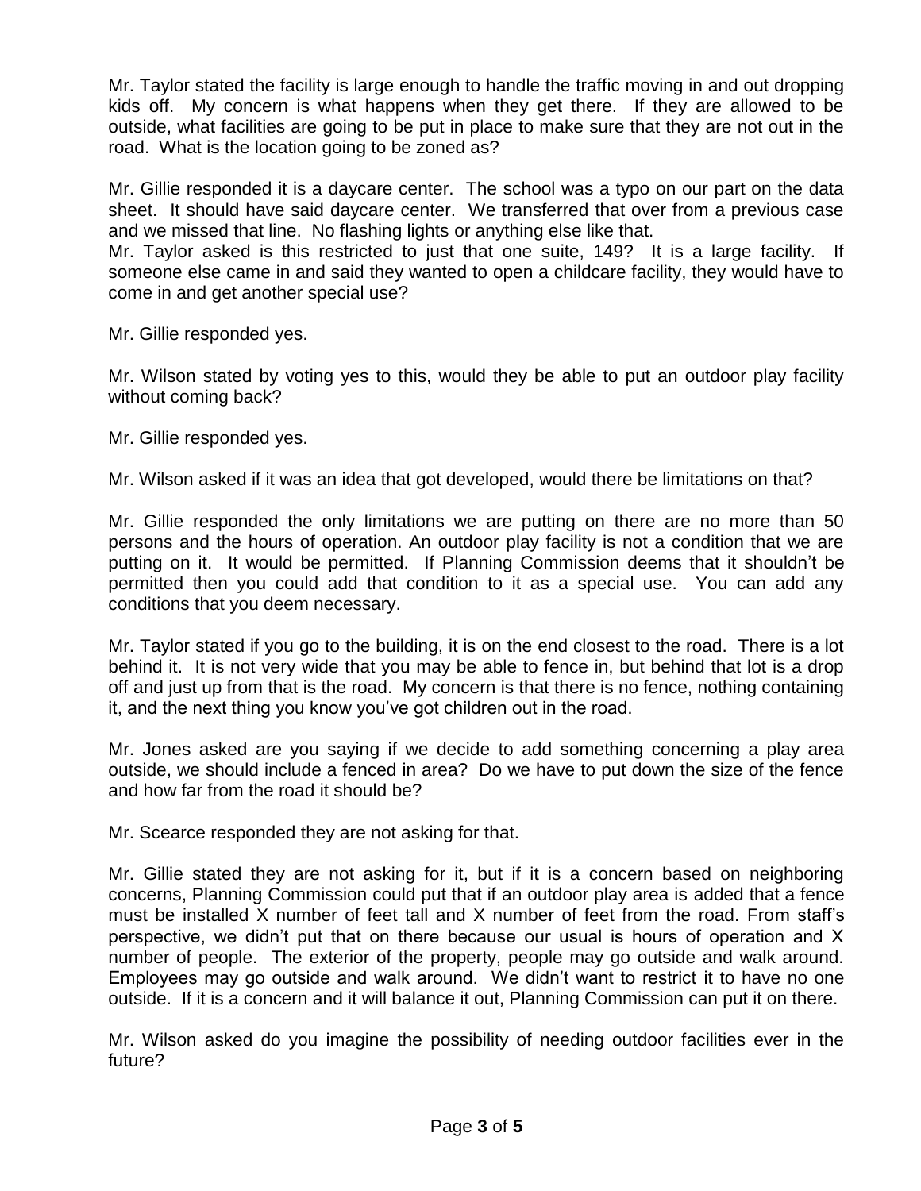Mr. Taylor stated the facility is large enough to handle the traffic moving in and out dropping kids off. My concern is what happens when they get there. If they are allowed to be outside, what facilities are going to be put in place to make sure that they are not out in the road. What is the location going to be zoned as?

Mr. Gillie responded it is a daycare center. The school was a typo on our part on the data sheet. It should have said daycare center. We transferred that over from a previous case and we missed that line. No flashing lights or anything else like that.
Mr. Taylor asked is this restricted to just that one suite, 149? It is a large facility. If someone else came in and said they wanted to open a childcare facility, they would have to come in and get another special use?

Mr. Gillie responded yes.

Mr. Wilson stated by voting yes to this, would they be able to put an outdoor play facility without coming back?

Mr. Gillie responded yes.

Mr. Wilson asked if it was an idea that got developed, would there be limitations on that?

Mr. Gillie responded the only limitations we are putting on there are no more than 50 persons and the hours of operation. An outdoor play facility is not a condition that we are putting on it. It would be permitted. If Planning Commission deems that it shouldn't be permitted then you could add that condition to it as a special use. You can add any conditions that you deem necessary.

Mr. Taylor stated if you go to the building, it is on the end closest to the road. There is a lot behind it. It is not very wide that you may be able to fence in, but behind that lot is a drop off and just up from that is the road. My concern is that there is no fence, nothing containing it, and the next thing you know you've got children out in the road.

Mr. Jones asked are you saying if we decide to add something concerning a play area outside, we should include a fenced in area? Do we have to put down the size of the fence and how far from the road it should be?

Mr. Scearce responded they are not asking for that.

Mr. Gillie stated they are not asking for it, but if it is a concern based on neighboring concerns, Planning Commission could put that if an outdoor play area is added that a fence must be installed X number of feet tall and X number of feet from the road. From staff's perspective, we didn't put that on there because our usual is hours of operation and X number of people. The exterior of the property, people may go outside and walk around. Employees may go outside and walk around. We didn't want to restrict it to have no one outside. If it is a concern and it will balance it out, Planning Commission can put it on there.

Mr. Wilson asked do you imagine the possibility of needing outdoor facilities ever in the future?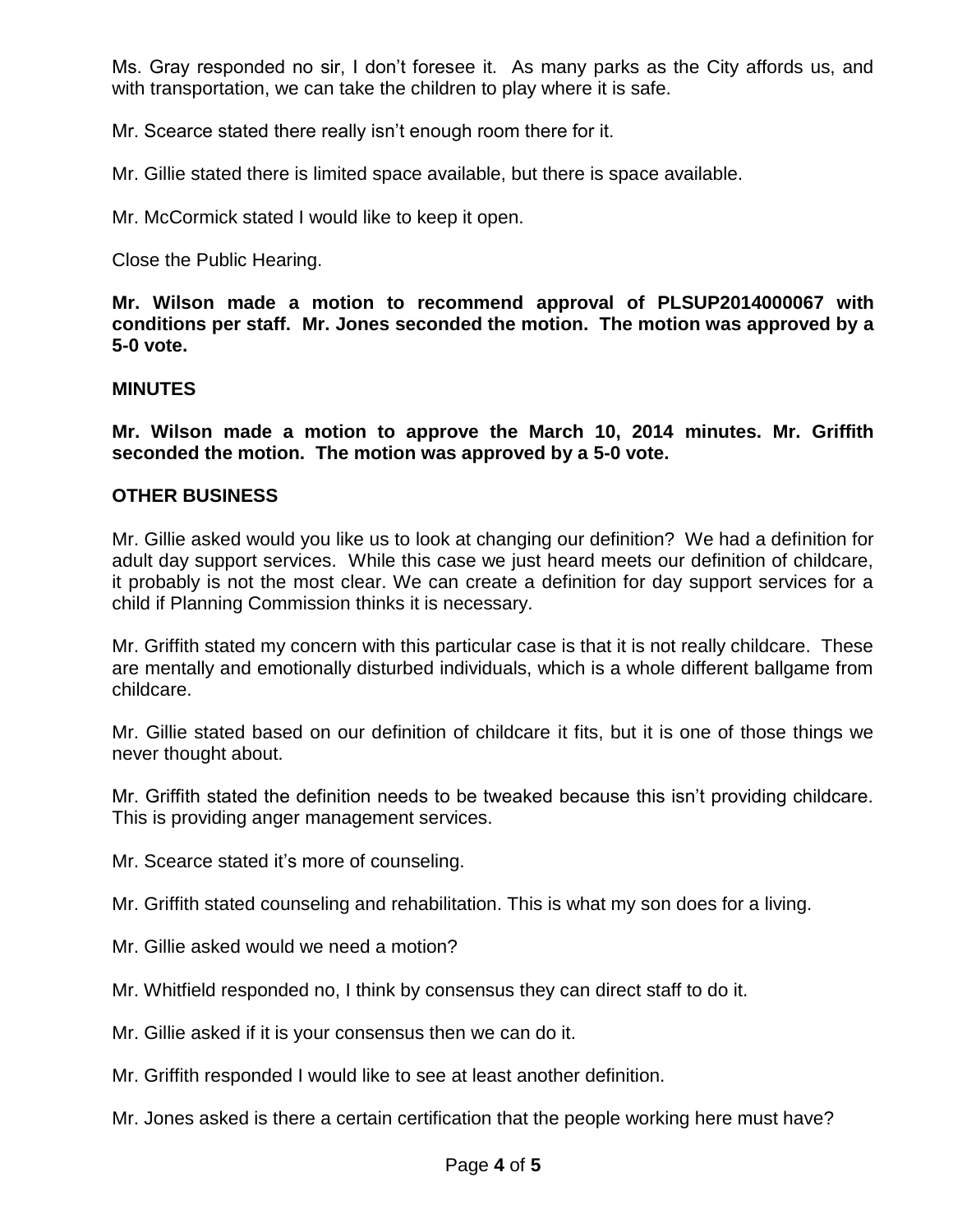Ms. Gray responded no sir, I don't foresee it. As many parks as the City affords us, and with transportation, we can take the children to play where it is safe.

Mr. Scearce stated there really isn't enough room there for it.

Mr. Gillie stated there is limited space available, but there is space available.

Mr. McCormick stated I would like to keep it open.

Close the Public Hearing.

**Mr. Wilson made a motion to recommend approval of PLSUP2014000067 with conditions per staff. Mr. Jones seconded the motion. The motion was approved by a 5-0 vote.**

**MINUTES**

**Mr. Wilson made a motion to approve the March 10, 2014 minutes. Mr. Griffith seconded the motion. The motion was approved by a 5-0 vote.**

**OTHER BUSINESS**

Mr. Gillie asked would you like us to look at changing our definition? We had a definition for adult day support services. While this case we just heard meets our definition of childcare, it probably is not the most clear. We can create a definition for day support services for a child if Planning Commission thinks it is necessary.

Mr. Griffith stated my concern with this particular case is that it is not really childcare. These are mentally and emotionally disturbed individuals, which is a whole different ballgame from childcare.

Mr. Gillie stated based on our definition of childcare it fits, but it is one of those things we never thought about.

Mr. Griffith stated the definition needs to be tweaked because this isn't providing childcare. This is providing anger management services.

Mr. Scearce stated it's more of counseling.

Mr. Griffith stated counseling and rehabilitation. This is what my son does for a living.

Mr. Gillie asked would we need a motion?

Mr. Whitfield responded no, I think by consensus they can direct staff to do it.

Mr. Gillie asked if it is your consensus then we can do it.

Mr. Griffith responded I would like to see at least another definition.

Mr. Jones asked is there a certain certification that the people working here must have?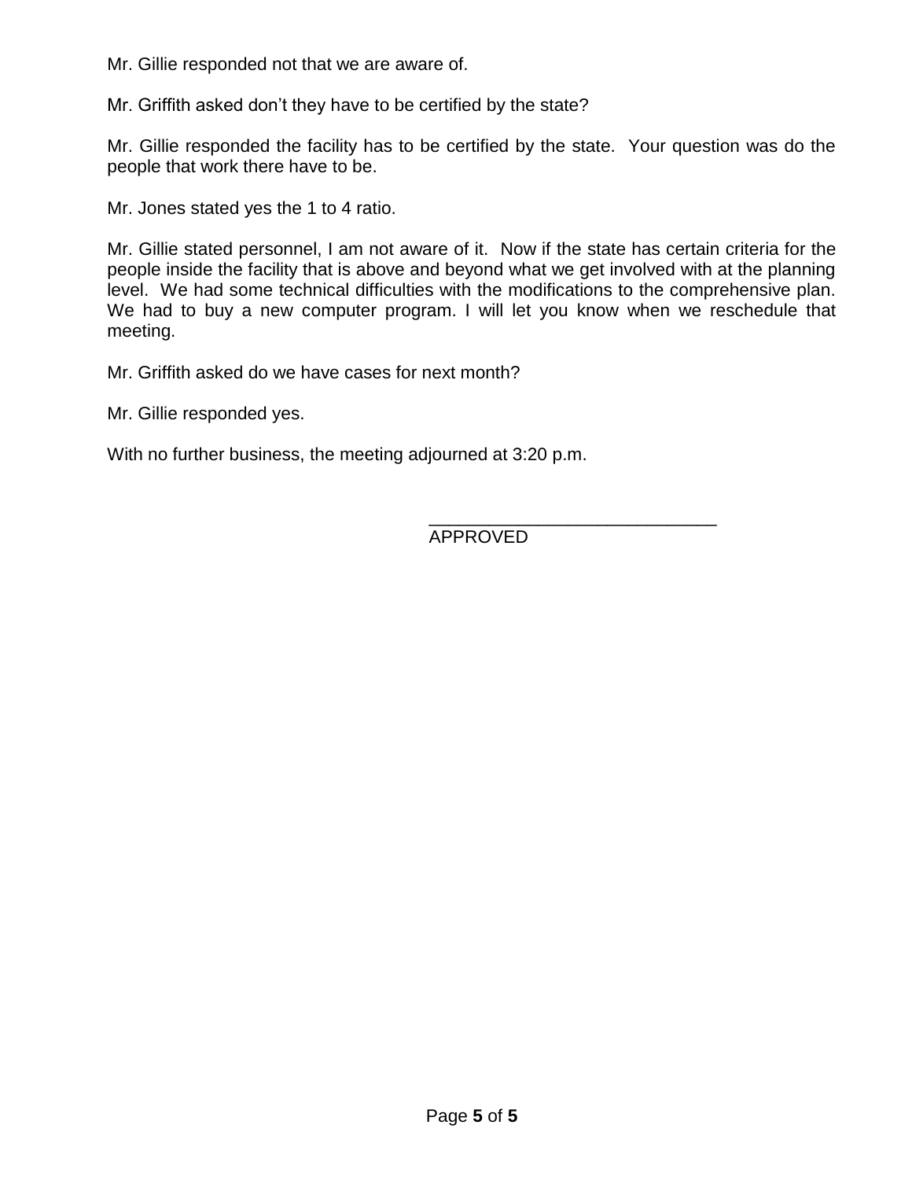Mr. Gillie responded not that we are aware of.

Mr. Griffith asked don't they have to be certified by the state?

Mr. Gillie responded the facility has to be certified by the state. Your question was do the people that work there have to be.

Mr. Jones stated yes the 1 to 4 ratio.

Mr. Gillie stated personnel, I am not aware of it. Now if the state has certain criteria for the people inside the facility that is above and beyond what we get involved with at the planning level. We had some technical difficulties with the modifications to the comprehensive plan. We had to buy a new computer program. I will let you know when we reschedule that meeting.

Mr. Griffith asked do we have cases for next month?

Mr. Gillie responded yes.

With no further business, the meeting adjourned at 3:20 p.m.

_____________________________
APPROVED